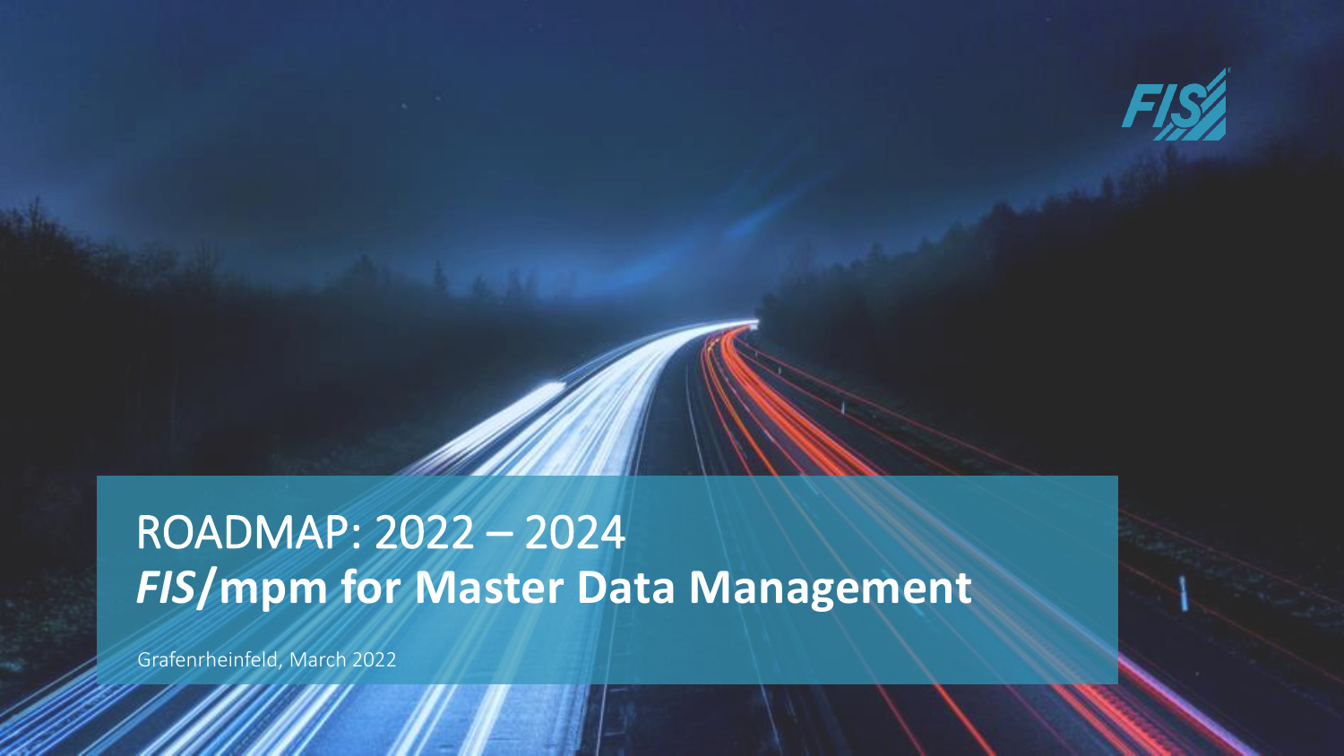# ROADMAP: 2022 – 2024
# *FIS*/mpm for Master Data Management

Grafenrheinfeld, March 2022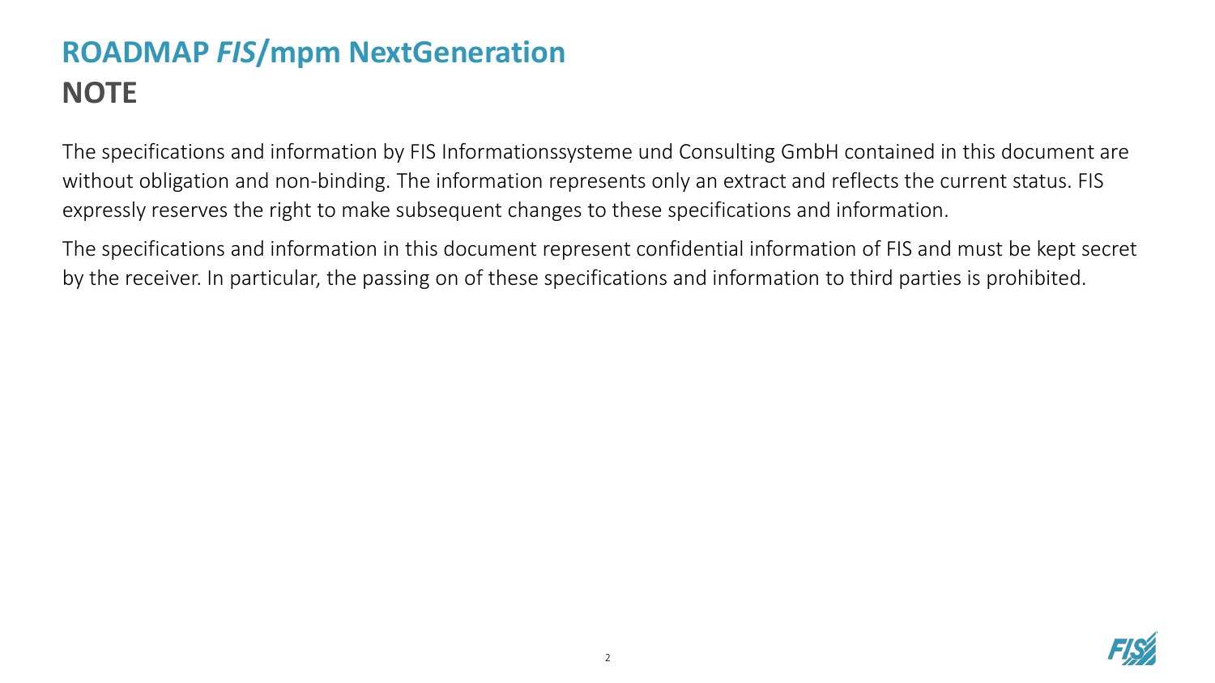# ROADMAP *FIS*/mpm NextGeneration
## NOTE

The specifications and information by FIS Informationssysteme und Consulting GmbH contained in this document are without obligation and non-binding. The information represents only an extract and reflects the current status. FIS expressly reserves the right to make subsequent changes to these specifications and information.

The specifications and information in this document represent confidential information of FIS and must be kept secret by the receiver. In particular, the passing on of these specifications and information to third parties is prohibited.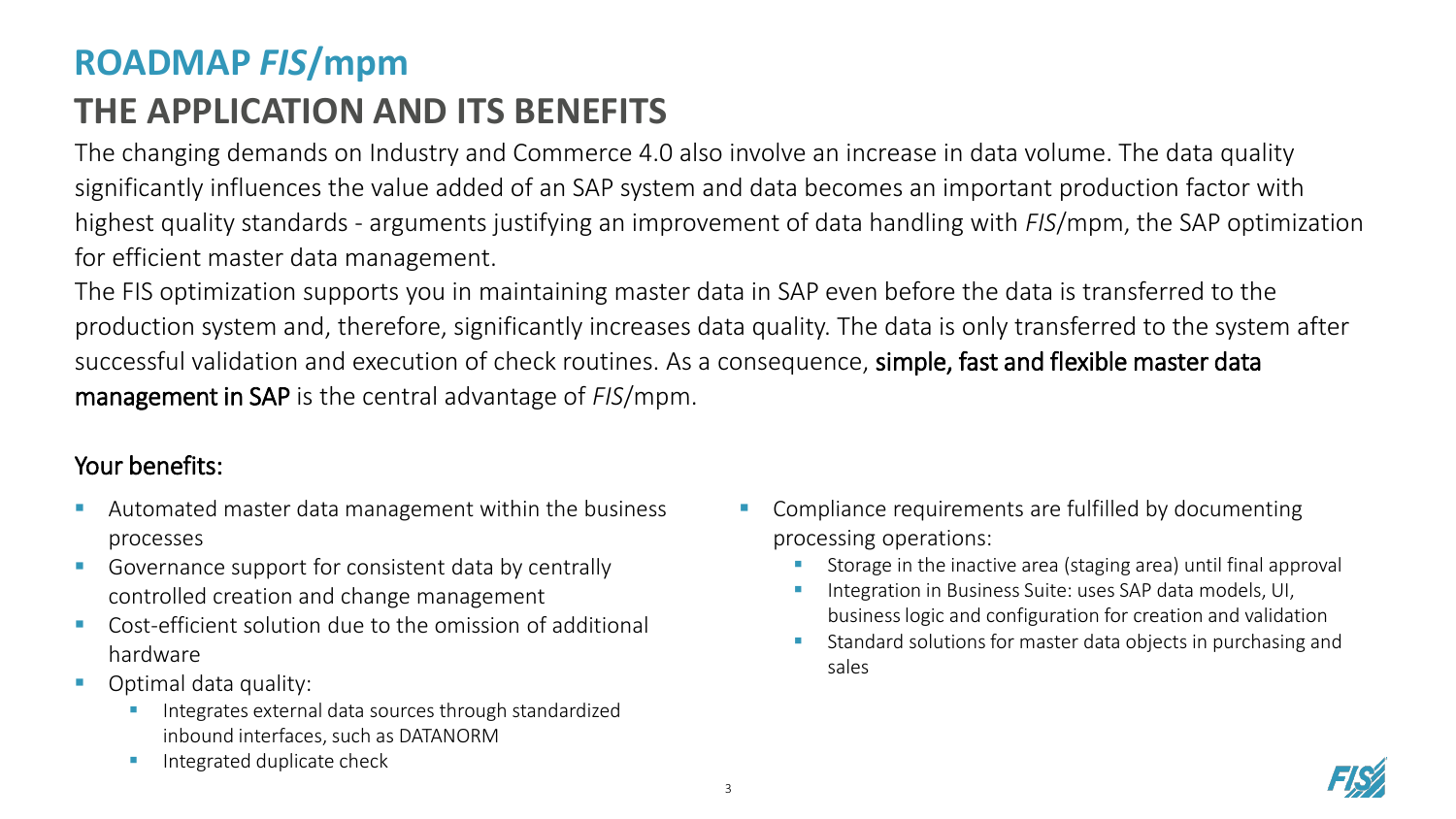# ROADMAP *FIS*/mpm

## THE APPLICATION AND ITS BENEFITS

The changing demands on Industry and Commerce 4.0 also involve an increase in data volume. The data quality significantly influences the value added of an SAP system and data becomes an important production factor with highest quality standards - arguments justifying an improvement of data handling with *FIS*/mpm, the SAP optimization for efficient master data management.

The FIS optimization supports you in maintaining master data in SAP even before the data is transferred to the production system and, therefore, significantly increases data quality. The data is only transferred to the system after successful validation and execution of check routines. As a consequence, simple, fast and flexible master data management in SAP is the central advantage of *FIS*/mpm.

### Your benefits:

- Automated master data management within the business processes
- Governance support for consistent data by centrally controlled creation and change management
- Cost-efficient solution due to the omission of additional hardware
- Optimal data quality:
  - Integrates external data sources through standardized inbound interfaces, such as DATANORM
  - Integrated duplicate check
- Compliance requirements are fulfilled by documenting processing operations:
  - Storage in the inactive area (staging area) until final approval
  - Integration in Business Suite: uses SAP data models, UI, business logic and configuration for creation and validation
  - Standard solutions for master data objects in purchasing and sales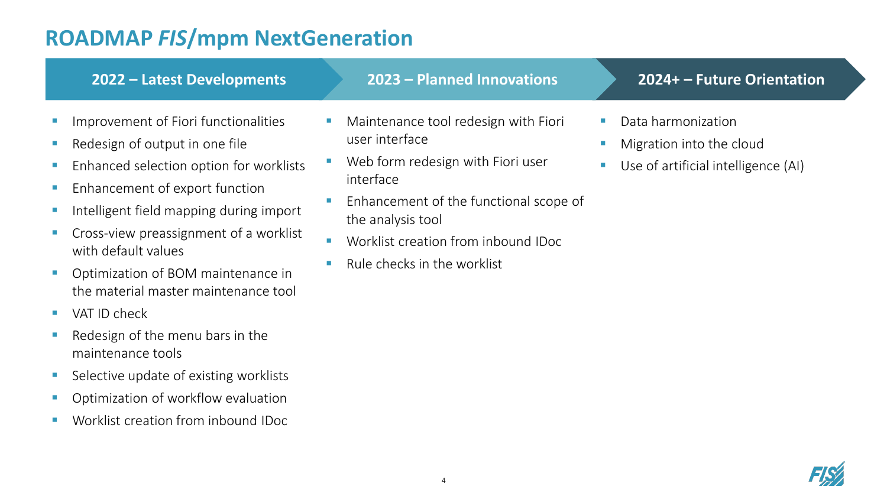# ROADMAP *FIS*/mpm NextGeneration

## 2022 – Latest Developments

- Improvement of Fiori functionalities
- Redesign of output in one file
- Enhanced selection option for worklists
- Enhancement of export function
- Intelligent field mapping during import
- Cross-view preassignment of a worklist with default values
- Optimization of BOM maintenance in the material master maintenance tool
- VAT ID check
- Redesign of the menu bars in the maintenance tools
- Selective update of existing worklists
- Optimization of workflow evaluation
- Worklist creation from inbound IDoc

## 2023 – Planned Innovations

- Maintenance tool redesign with Fiori user interface
- Web form redesign with Fiori user interface
- Enhancement of the functional scope of the analysis tool
- Worklist creation from inbound IDoc
- Rule checks in the worklist

## 2024+ – Future Orientation

- Data harmonization
- Migration into the cloud
- Use of artificial intelligence (AI)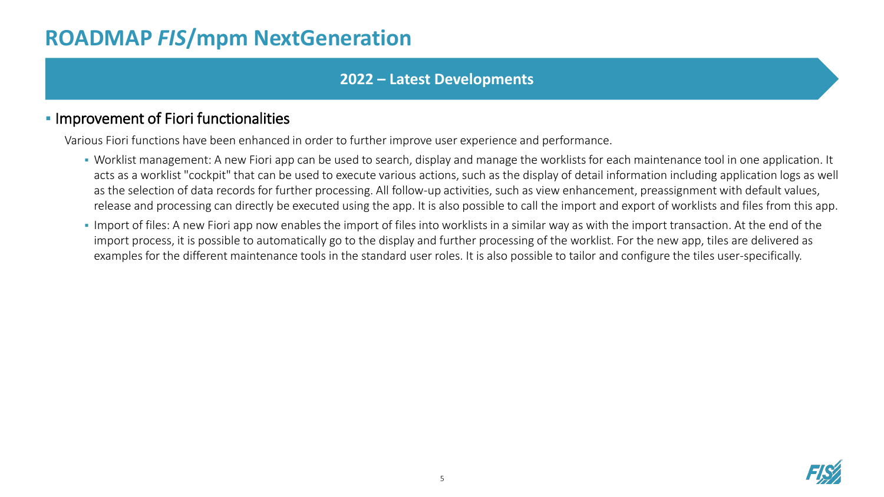# ROADMAP *FIS*/mpm NextGeneration

## 2022 – Latest Developments

- Improvement of Fiori functionalities

  Various Fiori functions have been enhanced in order to further improve user experience and performance.

  - Worklist management: A new Fiori app can be used to search, display and manage the worklists for each maintenance tool in one application. It acts as a worklist "cockpit" that can be used to execute various actions, such as the display of detail information including application logs as well as the selection of data records for further processing. All follow-up activities, such as view enhancement, preassignment with default values, release and processing can directly be executed using the app. It is also possible to call the import and export of worklists and files from this app.
  - Import of files: A new Fiori app now enables the import of files into worklists in a similar way as with the import transaction. At the end of the import process, it is possible to automatically go to the display and further processing of the worklist. For the new app, tiles are delivered as examples for the different maintenance tools in the standard user roles. It is also possible to tailor and configure the tiles user-specifically.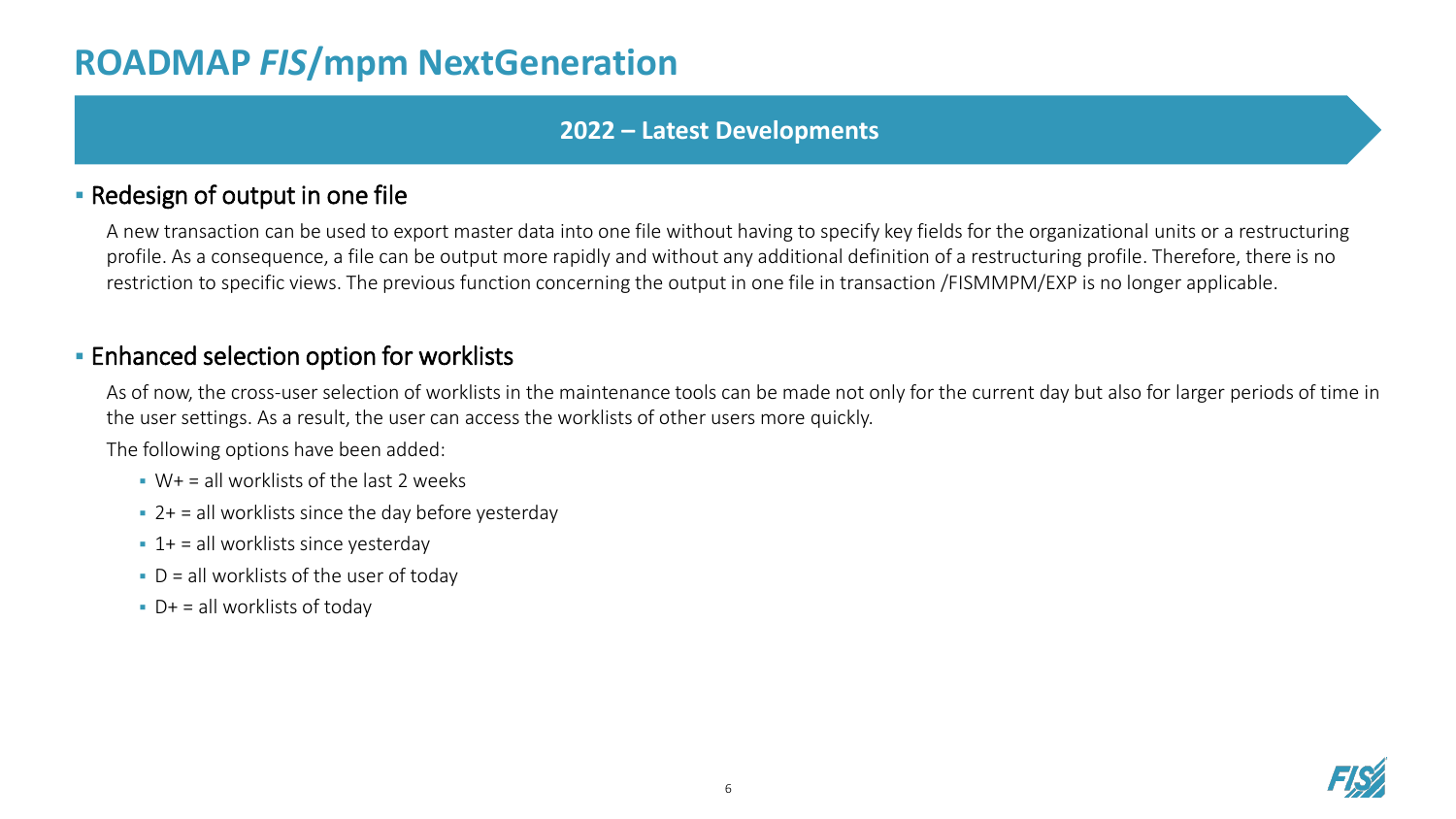# ROADMAP *FIS*/mpm NextGeneration

## 2022 – Latest Developments

### Redesign of output in one file

A new transaction can be used to export master data into one file without having to specify key fields for the organizational units or a restructuring profile. As a consequence, a file can be output more rapidly and without any additional definition of a restructuring profile. Therefore, there is no restriction to specific views. The previous function concerning the output in one file in transaction /FISMMPM/EXP is no longer applicable.

### Enhanced selection option for worklists

As of now, the cross-user selection of worklists in the maintenance tools can be made not only for the current day but also for larger periods of time in the user settings. As a result, the user can access the worklists of other users more quickly.

The following options have been added:

- W+ = all worklists of the last 2 weeks
- 2+ = all worklists since the day before yesterday
- 1+ = all worklists since yesterday
- D = all worklists of the user of today
- D+ = all worklists of today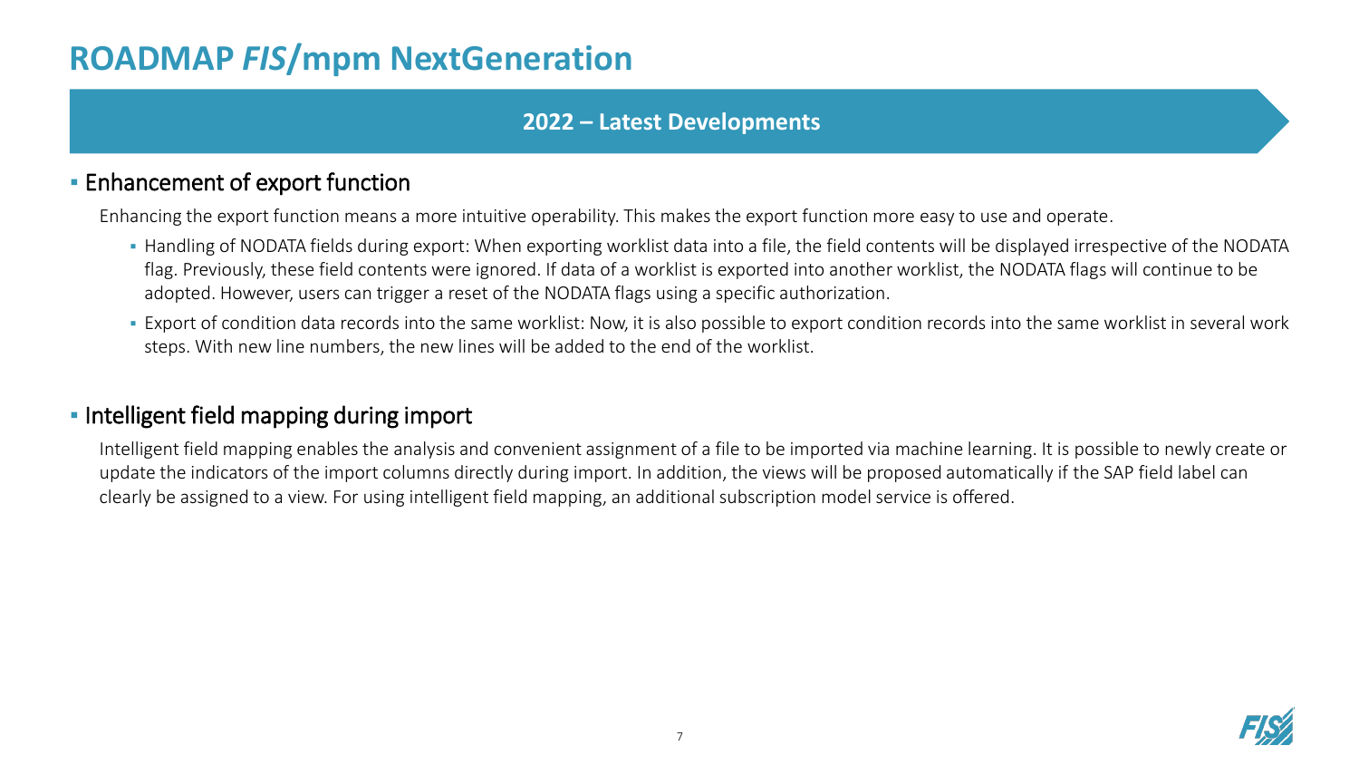# ROADMAP *FIS*/mpm NextGeneration

## 2022 – Latest Developments

### Enhancement of export function

Enhancing the export function means a more intuitive operability. This makes the export function more easy to use and operate.

- Handling of NODATA fields during export: When exporting worklist data into a file, the field contents will be displayed irrespective of the NODATA flag. Previously, these field contents were ignored. If data of a worklist is exported into another worklist, the NODATA flags will continue to be adopted. However, users can trigger a reset of the NODATA flags using a specific authorization.
- Export of condition data records into the same worklist: Now, it is also possible to export condition records into the same worklist in several work steps. With new line numbers, the new lines will be added to the end of the worklist.

### Intelligent field mapping during import

Intelligent field mapping enables the analysis and convenient assignment of a file to be imported via machine learning. It is possible to newly create or update the indicators of the import columns directly during import. In addition, the views will be proposed automatically if the SAP field label can clearly be assigned to a view. For using intelligent field mapping, an additional subscription model service is offered.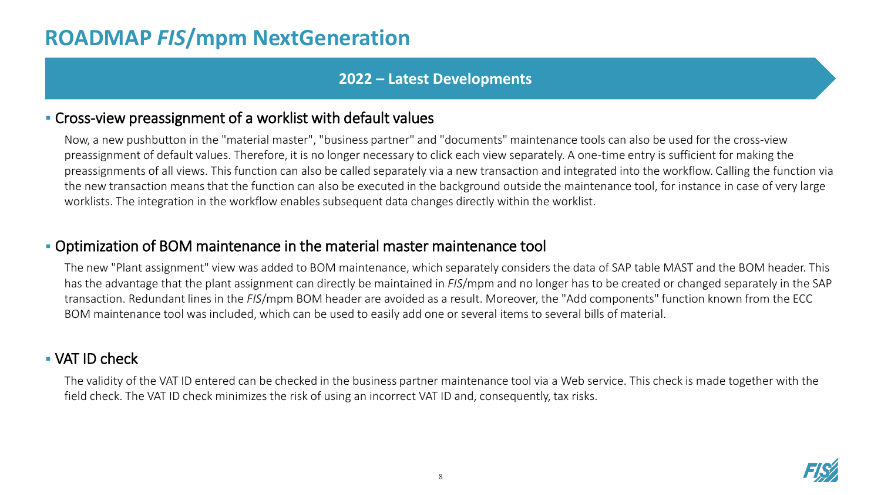# ROADMAP *FIS*/mpm NextGeneration

## 2022 – Latest Developments

### Cross-view preassignment of a worklist with default values

Now, a new pushbutton in the "material master", "business partner" and "documents" maintenance tools can also be used for the cross-view preassignment of default values. Therefore, it is no longer necessary to click each view separately. A one-time entry is sufficient for making the preassignments of all views. This function can also be called separately via a new transaction and integrated into the workflow. Calling the function via the new transaction means that the function can also be executed in the background outside the maintenance tool, for instance in case of very large worklists. The integration in the workflow enables subsequent data changes directly within the worklist.

### Optimization of BOM maintenance in the material master maintenance tool

The new "Plant assignment" view was added to BOM maintenance, which separately considers the data of SAP table MAST and the BOM header. This has the advantage that the plant assignment can directly be maintained in *FIS*/mpm and no longer has to be created or changed separately in the SAP transaction. Redundant lines in the *FIS*/mpm BOM header are avoided as a result. Moreover, the "Add components" function known from the ECC BOM maintenance tool was included, which can be used to easily add one or several items to several bills of material.

### VAT ID check

The validity of the VAT ID entered can be checked in the business partner maintenance tool via a Web service. This check is made together with the field check. The VAT ID check minimizes the risk of using an incorrect VAT ID and, consequently, tax risks.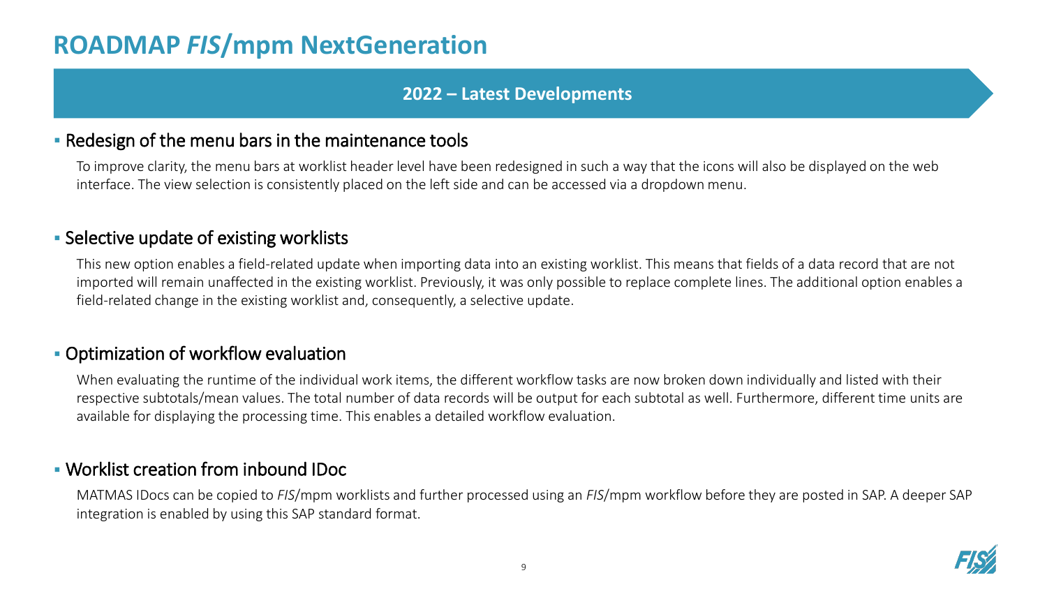# ROADMAP *FIS*/mpm NextGeneration

## 2022 – Latest Developments

- Redesign of the menu bars in the maintenance tools

  To improve clarity, the menu bars at worklist header level have been redesigned in such a way that the icons will also be displayed on the web interface. The view selection is consistently placed on the left side and can be accessed via a dropdown menu.

- Selective update of existing worklists

  This new option enables a field-related update when importing data into an existing worklist. This means that fields of a data record that are not imported will remain unaffected in the existing worklist. Previously, it was only possible to replace complete lines. The additional option enables a field-related change in the existing worklist and, consequently, a selective update.

- Optimization of workflow evaluation

  When evaluating the runtime of the individual work items, the different workflow tasks are now broken down individually and listed with their respective subtotals/mean values. The total number of data records will be output for each subtotal as well. Furthermore, different time units are available for displaying the processing time. This enables a detailed workflow evaluation.

- Worklist creation from inbound IDoc

  MATMAS IDocs can be copied to *FIS*/mpm worklists and further processed using an *FIS*/mpm workflow before they are posted in SAP. A deeper SAP integration is enabled by using this SAP standard format.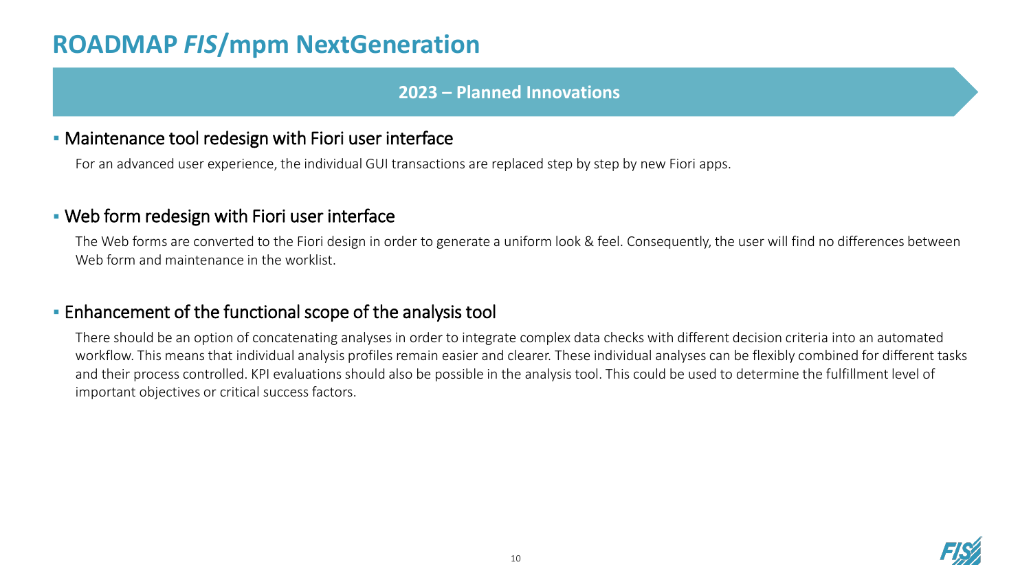# ROADMAP *FIS*/mpm NextGeneration

## 2023 – Planned Innovations

- Maintenance tool redesign with Fiori user interface

  For an advanced user experience, the individual GUI transactions are replaced step by step by new Fiori apps.

- Web form redesign with Fiori user interface

  The Web forms are converted to the Fiori design in order to generate a uniform look & feel. Consequently, the user will find no differences between Web form and maintenance in the worklist.

- Enhancement of the functional scope of the analysis tool

  There should be an option of concatenating analyses in order to integrate complex data checks with different decision criteria into an automated workflow. This means that individual analysis profiles remain easier and clearer. These individual analyses can be flexibly combined for different tasks and their process controlled. KPI evaluations should also be possible in the analysis tool. This could be used to determine the fulfillment level of important objectives or critical success factors.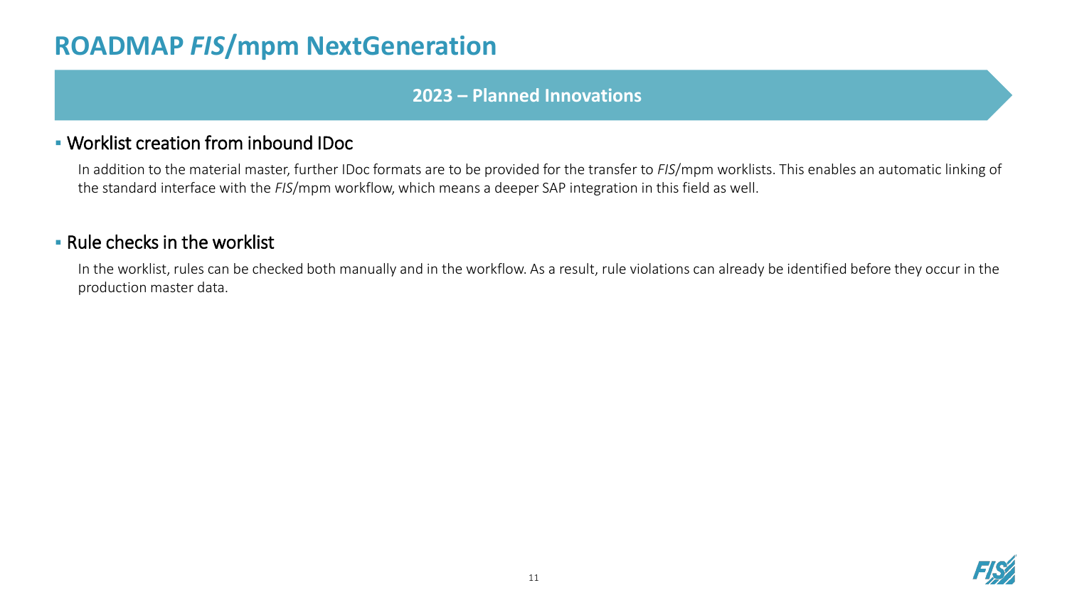# ROADMAP *FIS*/mpm NextGeneration

## 2023 – Planned Innovations

- Worklist creation from inbound IDoc

  In addition to the material master, further IDoc formats are to be provided for the transfer to *FIS*/mpm worklists. This enables an automatic linking of the standard interface with the *FIS*/mpm workflow, which means a deeper SAP integration in this field as well.

- Rule checks in the worklist

  In the worklist, rules can be checked both manually and in the workflow. As a result, rule violations can already be identified before they occur in the production master data.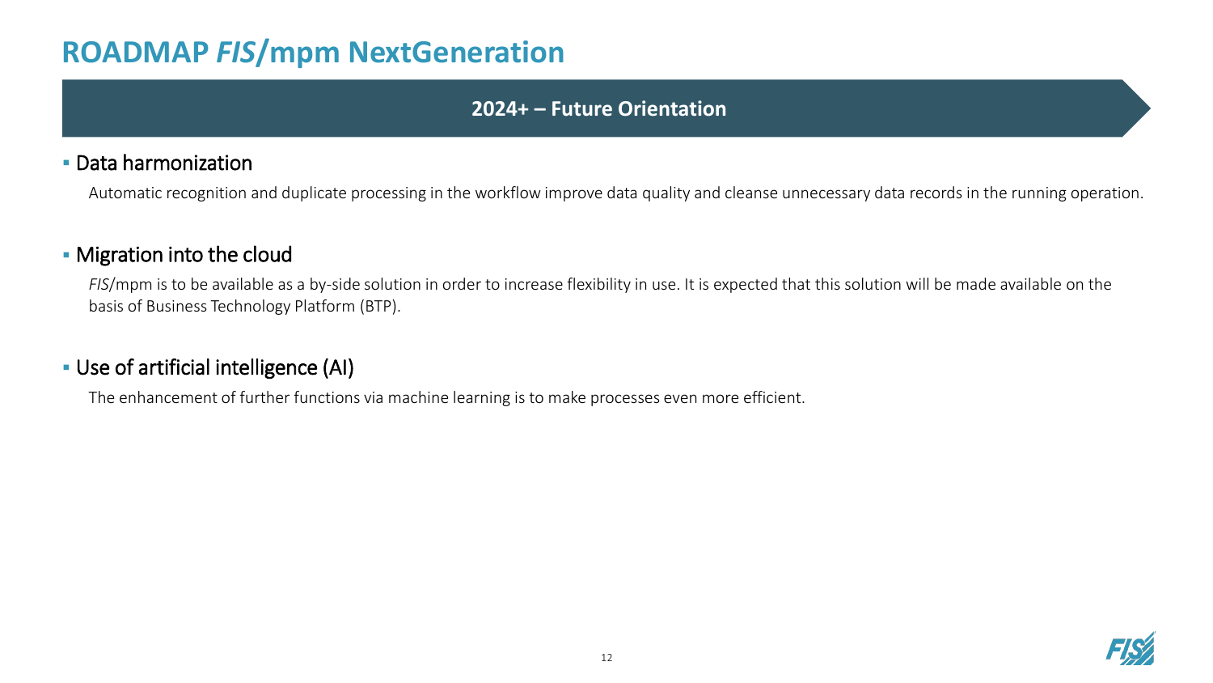# ROADMAP *FIS*/mpm NextGeneration

**2024+ – Future Orientation**

- Data harmonization

  Automatic recognition and duplicate processing in the workflow improve data quality and cleanse unnecessary data records in the running operation.

- Migration into the cloud

  *FIS*/mpm is to be available as a by-side solution in order to increase flexibility in use. It is expected that this solution will be made available on the basis of Business Technology Platform (BTP).

- Use of artificial intelligence (AI)

  The enhancement of further functions via machine learning is to make processes even more efficient.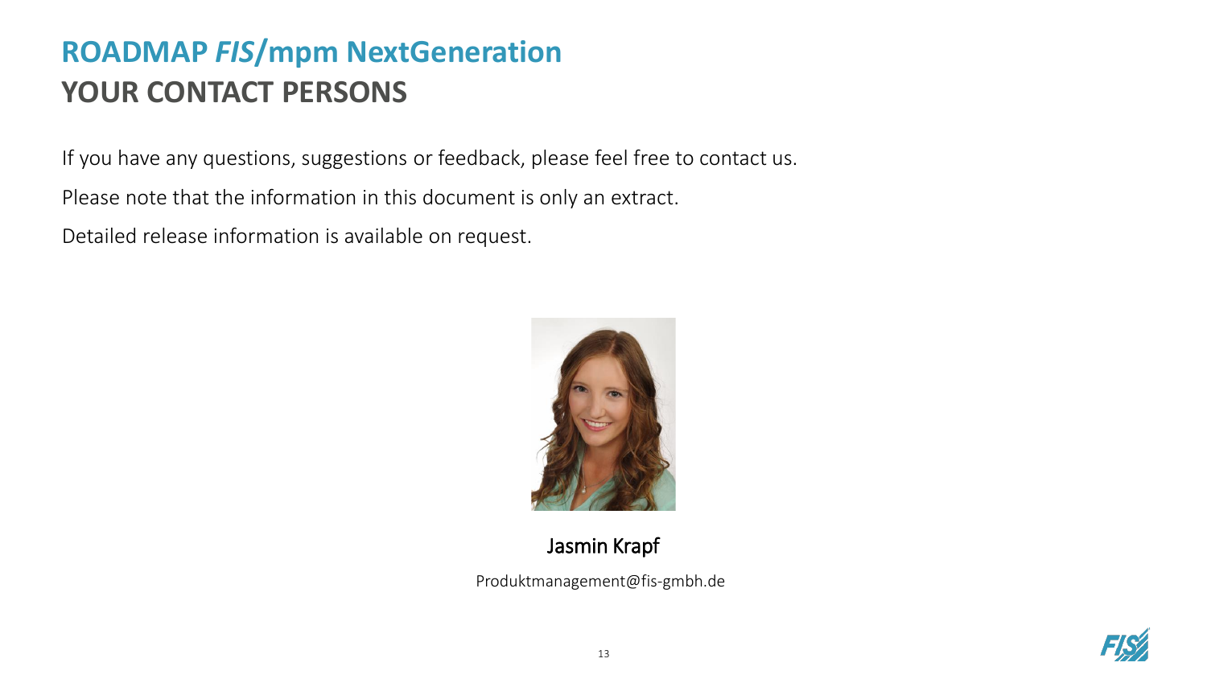# ROADMAP *FIS*/mpm NextGeneration
## YOUR CONTACT PERSONS

If you have any questions, suggestions or feedback, please feel free to contact us.

Please note that the information in this document is only an extract.

Detailed release information is available on request.

Jasmin Krapf

Produktmanagement@fis-gmbh.de